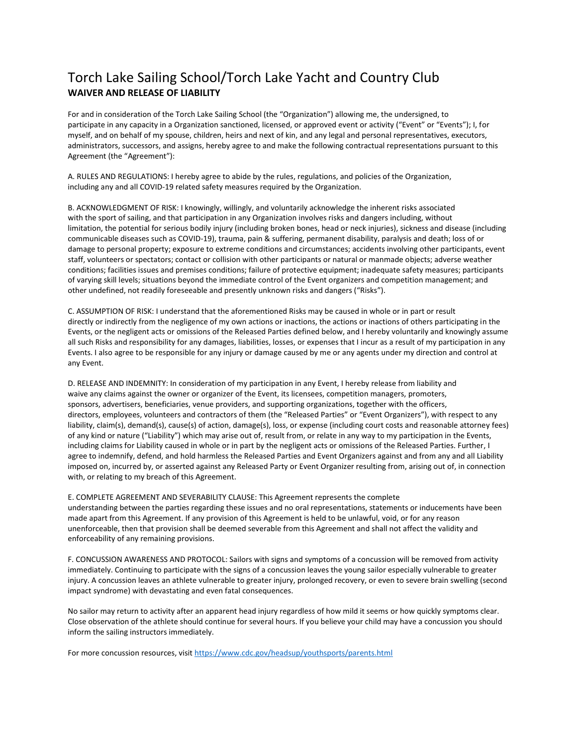# Torch Lake Sailing School/Torch Lake Yacht and Country Club

**WAIVER AND RELEASE OF LIABILITY**

For and in consideration of the Torch Lake Sailing School (the "Organization") allowing me, the undersigned, to participate in any capacity in a Organization sanctioned, licensed, or approved event or activity ("Event" or "Events"); I, for myself, and on behalf of my spouse, children, heirs and next of kin, and any legal and personal representatives, executors, administrators, successors, and assigns, hereby agree to and make the following contractual representations pursuant to this Agreement (the "Agreement"):

A. RULES AND REGULATIONS: I hereby agree to abide by the rules, regulations, and policies of the Organization, including any and all COVID-19 related safety measures required by the Organization.

B. ACKNOWLEDGMENT OF RISK: I knowingly, willingly, and voluntarily acknowledge the inherent risks associated with the sport of sailing, and that participation in any Organization involves risks and dangers including, without limitation, the potential for serious bodily injury (including broken bones, head or neck injuries), sickness and disease (including communicable diseases such as COVID-19), trauma, pain & suffering, permanent disability, paralysis and death; loss of or damage to personal property; exposure to extreme conditions and circumstances; accidents involving other participants, event staff, volunteers or spectators; contact or collision with other participants or natural or manmade objects; adverse weather conditions; facilities issues and premises conditions; failure of protective equipment; inadequate safety measures; participants of varying skill levels; situations beyond the immediate control of the Event organizers and competition management; and other undefined, not readily foreseeable and presently unknown risks and dangers ("Risks").

C. ASSUMPTION OF RISK: I understand that the aforementioned Risks may be caused in whole or in part or result directly or indirectly from the negligence of my own actions or inactions, the actions or inactions of others participating in the Events, or the negligent acts or omissions of the Released Parties defined below, and I hereby voluntarily and knowingly assume all such Risks and responsibility for any damages, liabilities, losses, or expenses that I incur as a result of my participation in any Events. I also agree to be responsible for any injury or damage caused by me or any agents under my direction and control at any Event.

D. RELEASE AND INDEMNITY: In consideration of my participation in any Event, I hereby release from liability and waive any claims against the owner or organizer of the Event, its licensees, competition managers, promoters, sponsors, advertisers, beneficiaries, venue providers, and supporting organizations, together with the officers, directors, employees, volunteers and contractors of them (the "Released Parties" or "Event Organizers"), with respect to any liability, claim(s), demand(s), cause(s) of action, damage(s), loss, or expense (including court costs and reasonable attorney fees) of any kind or nature ("Liability") which may arise out of, result from, or relate in any way to my participation in the Events, including claims for Liability caused in whole or in part by the negligent acts or omissions of the Released Parties. Further, I agree to indemnify, defend, and hold harmless the Released Parties and Event Organizers against and from any and all Liability imposed on, incurred by, or asserted against any Released Party or Event Organizer resulting from, arising out of, in connection with, or relating to my breach of this Agreement.

E. COMPLETE AGREEMENT AND SEVERABILITY CLAUSE: This Agreement represents the complete understanding between the parties regarding these issues and no oral representations, statements or inducements have been made apart from this Agreement. If any provision of this Agreement is held to be unlawful, void, or for any reason unenforceable, then that provision shall be deemed severable from this Agreement and shall not affect the validity and enforceability of any remaining provisions.

F. CONCUSSION AWARENESS AND PROTOCOL: Sailors with signs and symptoms of a concussion will be removed from activity immediately. Continuing to participate with the signs of a concussion leaves the young sailor especially vulnerable to greater injury. A concussion leaves an athlete vulnerable to greater injury, prolonged recovery, or even to severe brain swelling (second impact syndrome) with devastating and even fatal consequences.

No sailor may return to activity after an apparent head injury regardless of how mild it seems or how quickly symptoms clear. Close observation of the athlete should continue for several hours. If you believe your child may have a concussion you should inform the sailing instructors immediately.

For more concussion resources, visit [https://www.cdc.gov/headsup/youthsports/parents.html](https://www.cdc.gov/headsup/youthsports/parents.html)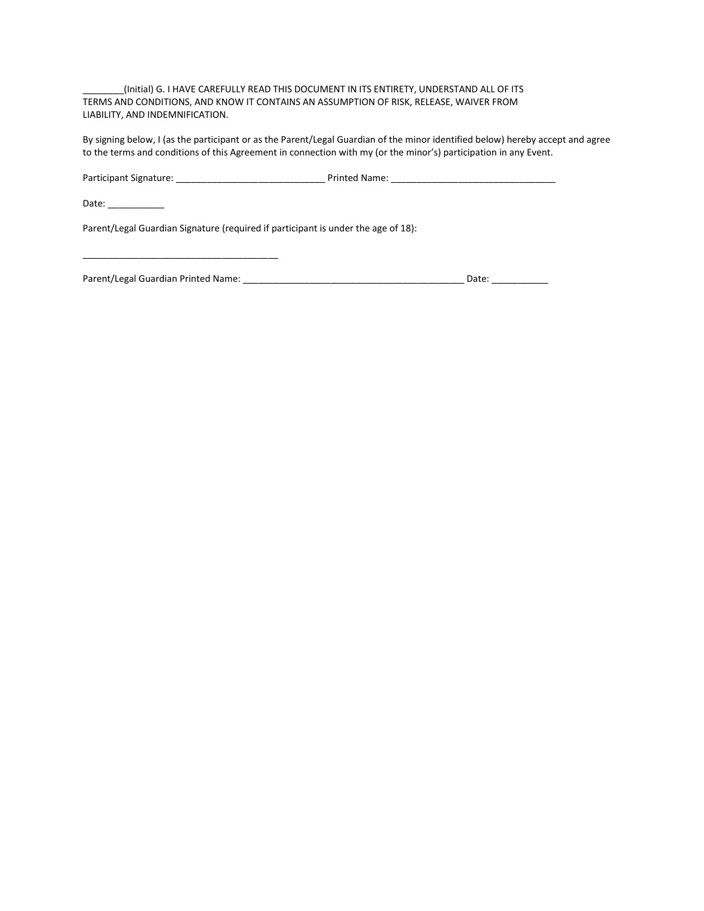________(Initial) G. I HAVE CAREFULLY READ THIS DOCUMENT IN ITS ENTIRETY, UNDERSTAND ALL OF ITS TERMS AND CONDITIONS, AND KNOW IT CONTAINS AN ASSUMPTION OF RISK, RELEASE, WAIVER FROM LIABILITY, AND INDEMNIFICATION.

By signing below, I (as the participant or as the Parent/Legal Guardian of the minor identified below) hereby accept and agree to the terms and conditions of this Agreement in connection with my (or the minor's) participation in any Event.

Participant Signature: _____________________________ Printed Name: ________________________________

Date: ___________

Parent/Legal Guardian Signature (required if participant is under the age of 18):

______________________________________

Parent/Legal Guardian Printed Name: ___________________________________________ Date: ___________